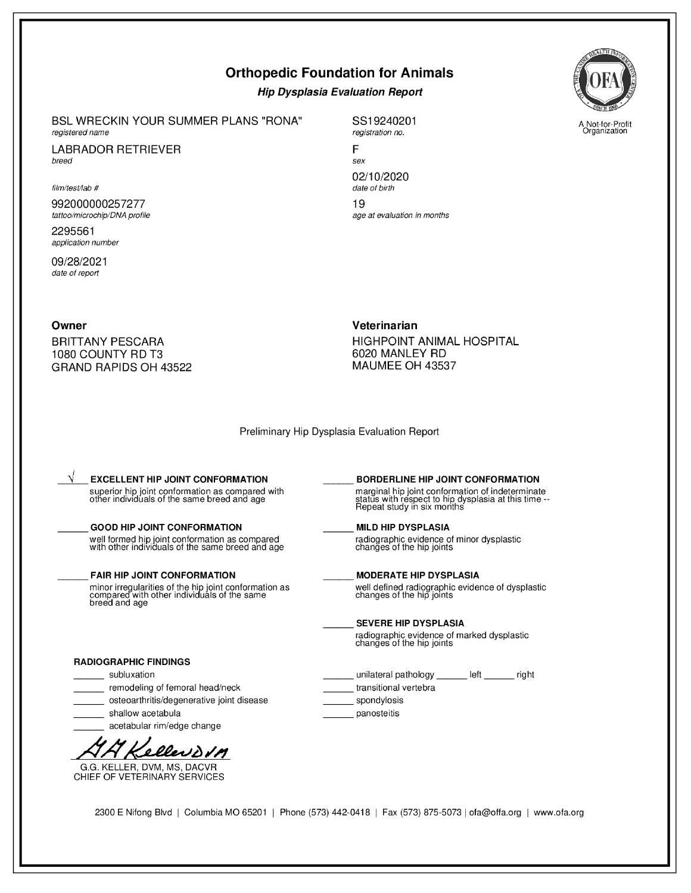# Orthopedic Foundation for Animals

***Hip Dysplasia Evaluation Report***

A Not-for-Profit Organization

BSL WRECKIN YOUR SUMMER PLANS "RONA"
*registered name*

SS19240201
*registration no.*

LABRADOR RETRIEVER
*breed*

F
*sex*

*film/test/lab #*

02/10/2020
*date of birth*

992000000257277
*tattoo/microchip/DNA profile*

19
*age at evaluation in months*

2295561
*application number*

09/28/2021
*date of report*

**Owner**

BRITTANY PESCARA
1080 COUNTY RD T3
GRAND RAPIDS OH 43522

**Veterinarian**

HIGHPOINT ANIMAL HOSPITAL
6020 MANLEY RD
MAUMEE OH 43537

Preliminary Hip Dysplasia Evaluation Report

__√__ **EXCELLENT HIP JOINT CONFORMATION**
superior hip joint conformation as compared with other individuals of the same breed and age

______ **GOOD HIP JOINT CONFORMATION**
well formed hip joint conformation as compared with other individuals of the same breed and age

______ **FAIR HIP JOINT CONFORMATION**
minor irregularities of the hip joint conformation as compared with other individuals of the same breed and age

______ **BORDERLINE HIP JOINT CONFORMATION**
marginal hip joint conformation of indeterminate status with respect to hip dysplasia at this time -- Repeat study in six months

______ **MILD HIP DYSPLASIA**
radiographic evidence of minor dysplastic changes of the hip joints

______ **MODERATE HIP DYSPLASIA**
well defined radiographic evidence of dysplastic changes of the hip joints

______ **SEVERE HIP DYSPLASIA**
radiographic evidence of marked dysplastic changes of the hip joints

**RADIOGRAPHIC FINDINGS**

______ subluxation
______ remodeling of femoral head/neck
______ osteoarthritis/degenerative joint disease
______ shallow acetabula
______ acetabular rim/edge change

______ unilateral pathology ______ left ______ right
______ transitional vertebra
______ spondylosis
______ panosteitis

G.G. KELLER, DVM, MS, DACVR
CHIEF OF VETERINARY SERVICES

2300 E Nifong Blvd | Columbia MO 65201 | Phone (573) 442-0418 | Fax (573) 875-5073 | ofa@offa.org | www.ofa.org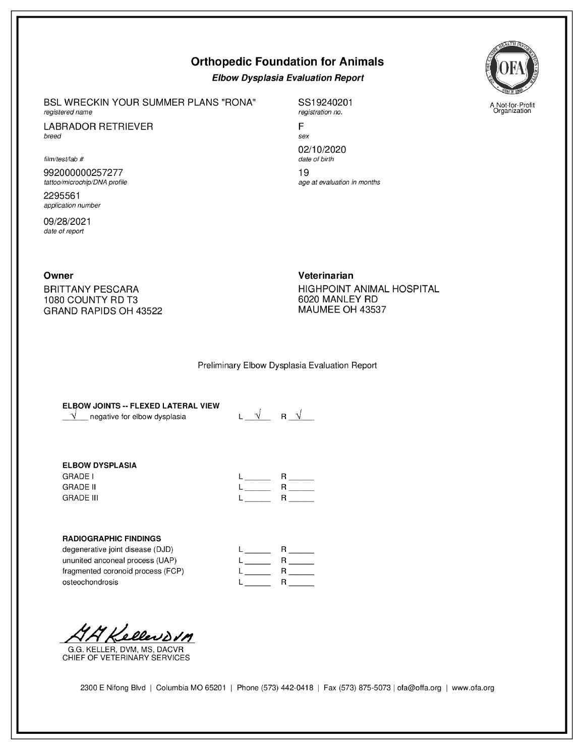# Orthopedic Foundation for Animals

***Elbow Dysplasia Evaluation Report***

A Not-for-Profit Organization

BSL WRECKIN YOUR SUMMER PLANS "RONA"
*registered name*

SS19240201
*registration no.*

LABRADOR RETRIEVER
*breed*

F
*sex*

*film/test/lab #*

02/10/2020
*date of birth*

992000000257277
*tattoo/microchip/DNA profile*

19
*age at evaluation in months*

2295561
*application number*

09/28/2021
*date of report*

**Owner**

BRITTANY PESCARA
1080 COUNTY RD T3
GRAND RAPIDS OH 43522

**Veterinarian**

HIGHPOINT ANIMAL HOSPITAL
6020 MANLEY RD
MAUMEE OH 43537

Preliminary Elbow Dysplasia Evaluation Report

**ELBOW JOINTS -- FLEXED LATERAL VIEW**

| | L | R |
|---|---|---|
| √ negative for elbow dysplasia | √ | √ |

**ELBOW DYSPLASIA**

| | L | R |
|---|---|---|
| GRADE I | | |
| GRADE II | | |
| GRADE III | | |

**RADIOGRAPHIC FINDINGS**

| | L | R |
|---|---|---|
| degenerative joint disease (DJD) | | |
| ununited anconeal process (UAP) | | |
| fragmented coronoid process (FCP) | | |
| osteochondrosis | | |

G.G. KELLER, DVM, MS, DACVR
CHIEF OF VETERINARY SERVICES

2300 E Nifong Blvd | Columbia MO 65201 | Phone (573) 442-0418 | Fax (573) 875-5073 | ofa@offa.org | www.ofa.org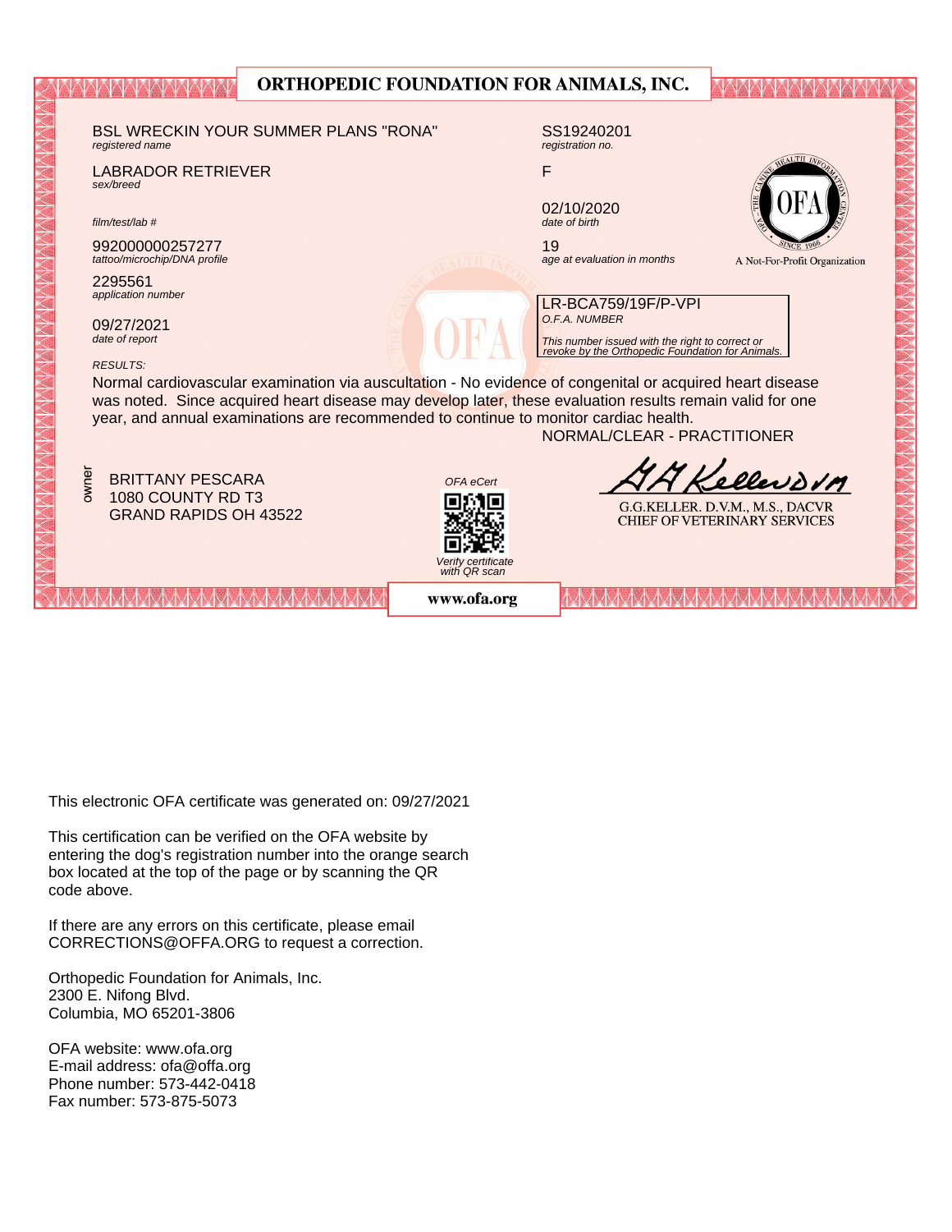# ORTHOPEDIC FOUNDATION FOR ANIMALS, INC.

BSL WRECKIN YOUR SUMMER PLANS "RONA"
*registered name*

SS19240201
*registration no.*

LABRADOR RETRIEVER
*sex/breed*

F

02/10/2020
*date of birth*

*film/test/lab #*

992000000257277
*tattoo/microchip/DNA profile*

19
*age at evaluation in months*

2295561
*application number*

09/27/2021
*date of report*

LR-BCA759/19F/P-VPI
*O.F.A. NUMBER*

*This number issued with the right to correct or revoke by the Orthopedic Foundation for Animals.*

OFA — THE CANINE HEALTH INFORMATION CENTER — SINCE 1966

A Not-For-Profit Organization

*RESULTS:*

Normal cardiovascular examination via auscultation - No evidence of congenital or acquired heart disease was noted. Since acquired heart disease may develop later, these evaluation results remain valid for one year, and annual examinations are recommended to continue to monitor cardiac health.

NORMAL/CLEAR - PRACTITIONER

owner

BRITTANY PESCARA
1080 COUNTY RD T3
GRAND RAPIDS OH 43522

*OFA eCert*

*Verify certificate with QR scan*

G.G.KELLER. D.V.M., M.S., DACVR
CHIEF OF VETERINARY SERVICES

www.ofa.org

This electronic OFA certificate was generated on: 09/27/2021

This certification can be verified on the OFA website by entering the dog's registration number into the orange search box located at the top of the page or by scanning the QR code above.

If there are any errors on this certificate, please email CORRECTIONS@OFFA.ORG to request a correction.

Orthopedic Foundation for Animals, Inc.
2300 E. Nifong Blvd.
Columbia, MO 65201-3806

OFA website: www.ofa.org
E-mail address: ofa@offa.org
Phone number: 573-442-0418
Fax number: 573-875-5073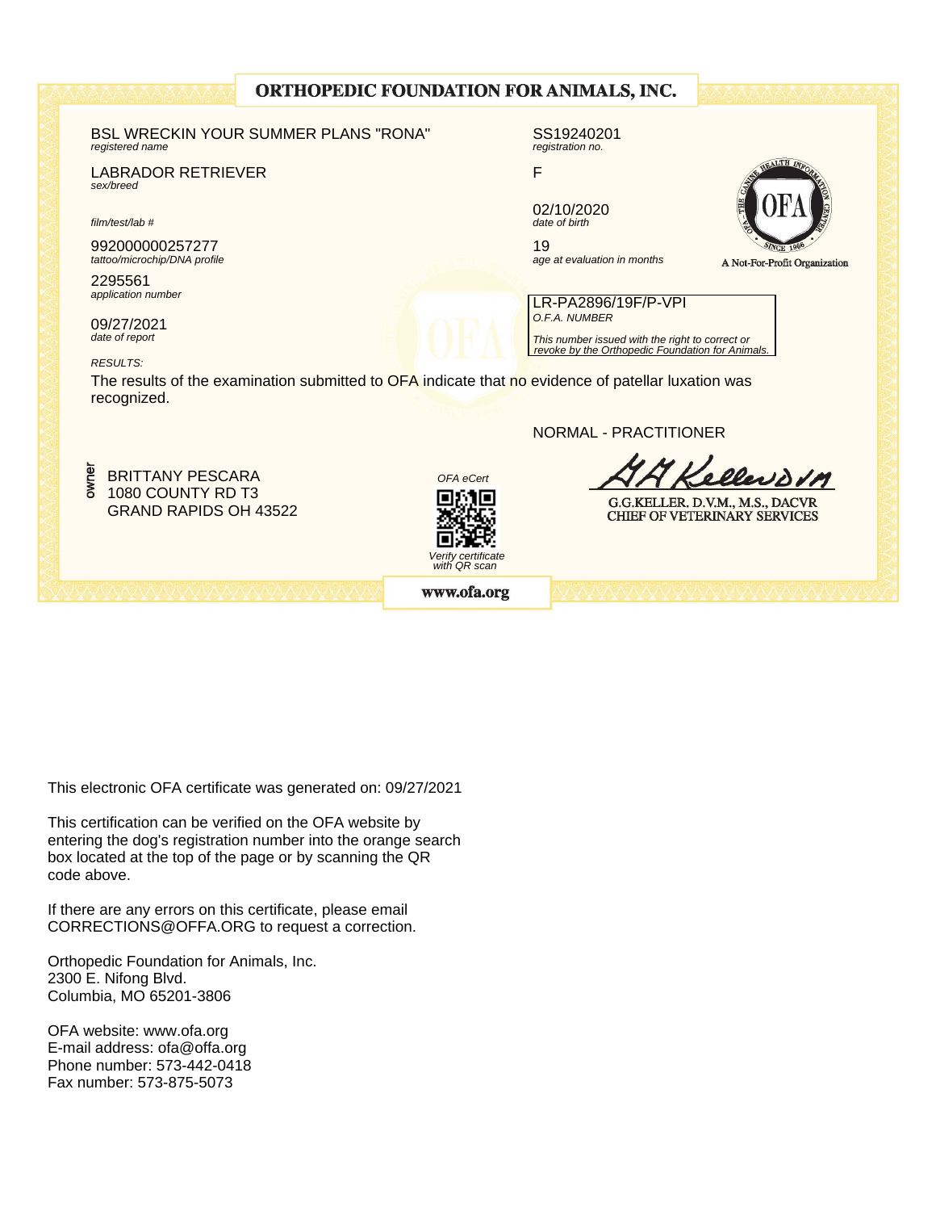# ORTHOPEDIC FOUNDATION FOR ANIMALS, INC.

BSL WRECKIN YOUR SUMMER PLANS "RONA"
*registered name*

SS19240201
*registration no.*

LABRADOR RETRIEVER
*sex/breed*

F

*film/test/lab #*

02/10/2020
*date of birth*

992000000257277
*tattoo/microchip/DNA profile*

19
*age at evaluation in months*

THE CANINE HEALTH INFORMATION CENTER · OFA · SINCE 1966

A Not-For-Profit Organization

2295561
*application number*

09/27/2021
*date of report*

LR-PA2896/19F/P-VPI
*O.F.A. NUMBER*

*This number issued with the right to correct or revoke by the Orthopedic Foundation for Animals.*

*RESULTS:*

The results of the examination submitted to OFA indicate that no evidence of patellar luxation was recognized.

NORMAL - PRACTITIONER

*owner*

BRITTANY PESCARA
1080 COUNTY RD T3
GRAND RAPIDS OH 43522

*OFA eCert*

*Verify certificate with QR scan*

G.G.KELLER. D.V.M., M.S., DACVR
CHIEF OF VETERINARY SERVICES

www.ofa.org

This electronic OFA certificate was generated on: 09/27/2021

This certification can be verified on the OFA website by entering the dog's registration number into the orange search box located at the top of the page or by scanning the QR code above.

If there are any errors on this certificate, please email CORRECTIONS@OFFA.ORG to request a correction.

Orthopedic Foundation for Animals, Inc.
2300 E. Nifong Blvd.
Columbia, MO 65201-3806

OFA website: www.ofa.org
E-mail address: ofa@offa.org
Phone number: 573-442-0418
Fax number: 573-875-5073